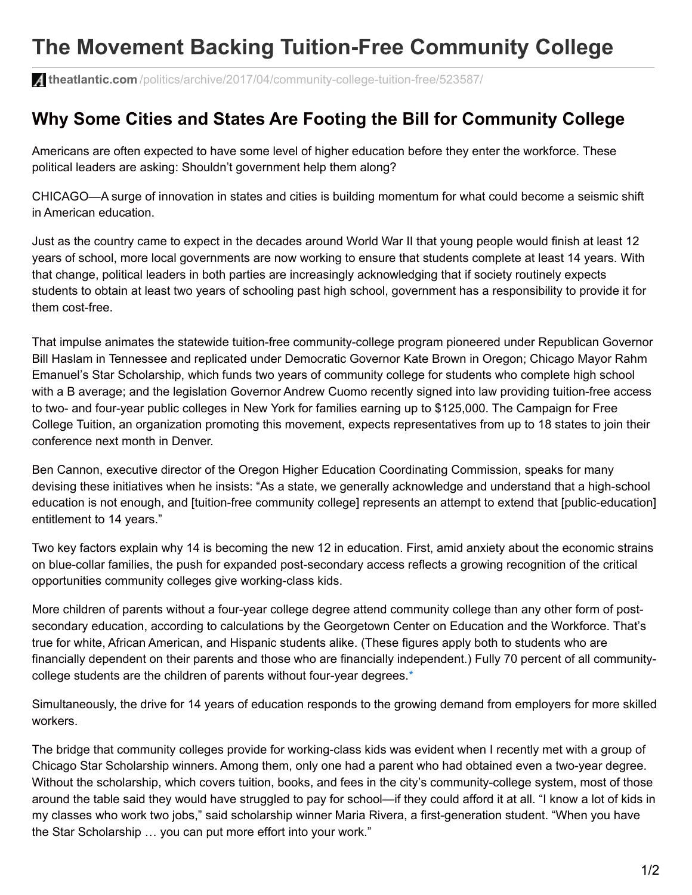# The Movement Backing Tuition-Free Community College

**theatlantic.com** /politics/archive/2017/04/community-college-tuition-free/523587/

## Why Some Cities and States Are Footing the Bill for Community College

Americans are often expected to have some level of higher education before they enter the workforce. These political leaders are asking: Shouldn't government help them along?

CHICAGO—A surge of innovation in states and cities is building momentum for what could become a seismic shift in American education.

Just as the country came to expect in the decades around World War II that young people would finish at least 12 years of school, more local governments are now working to ensure that students complete at least 14 years. With that change, political leaders in both parties are increasingly acknowledging that if society routinely expects students to obtain at least two years of schooling past high school, government has a responsibility to provide it for them cost-free.

That impulse animates the statewide tuition-free community-college program pioneered under Republican Governor Bill Haslam in Tennessee and replicated under Democratic Governor Kate Brown in Oregon; Chicago Mayor Rahm Emanuel's Star Scholarship, which funds two years of community college for students who complete high school with a B average; and the legislation Governor Andrew Cuomo recently signed into law providing tuition-free access to two- and four-year public colleges in New York for families earning up to $125,000. The Campaign for Free College Tuition, an organization promoting this movement, expects representatives from up to 18 states to join their conference next month in Denver.

Ben Cannon, executive director of the Oregon Higher Education Coordinating Commission, speaks for many devising these initiatives when he insists: "As a state, we generally acknowledge and understand that a high-school education is not enough, and [tuition-free community college] represents an attempt to extend that [public-education] entitlement to 14 years."

Two key factors explain why 14 is becoming the new 12 in education. First, amid anxiety about the economic strains on blue-collar families, the push for expanded post-secondary access reflects a growing recognition of the critical opportunities community colleges give working-class kids.

More children of parents without a four-year college degree attend community college than any other form of post-secondary education, according to calculations by the Georgetown Center on Education and the Workforce. That's true for white, African American, and Hispanic students alike. (These figures apply both to students who are financially dependent on their parents and those who are financially independent.) Fully 70 percent of all community-college students are the children of parents without four-year degrees.*

Simultaneously, the drive for 14 years of education responds to the growing demand from employers for more skilled workers.

The bridge that community colleges provide for working-class kids was evident when I recently met with a group of Chicago Star Scholarship winners. Among them, only one had a parent who had obtained even a two-year degree. Without the scholarship, which covers tuition, books, and fees in the city's community-college system, most of those around the table said they would have struggled to pay for school—if they could afford it at all. "I know a lot of kids in my classes who work two jobs," said scholarship winner Maria Rivera, a first-generation student. "When you have the Star Scholarship … you can put more effort into your work."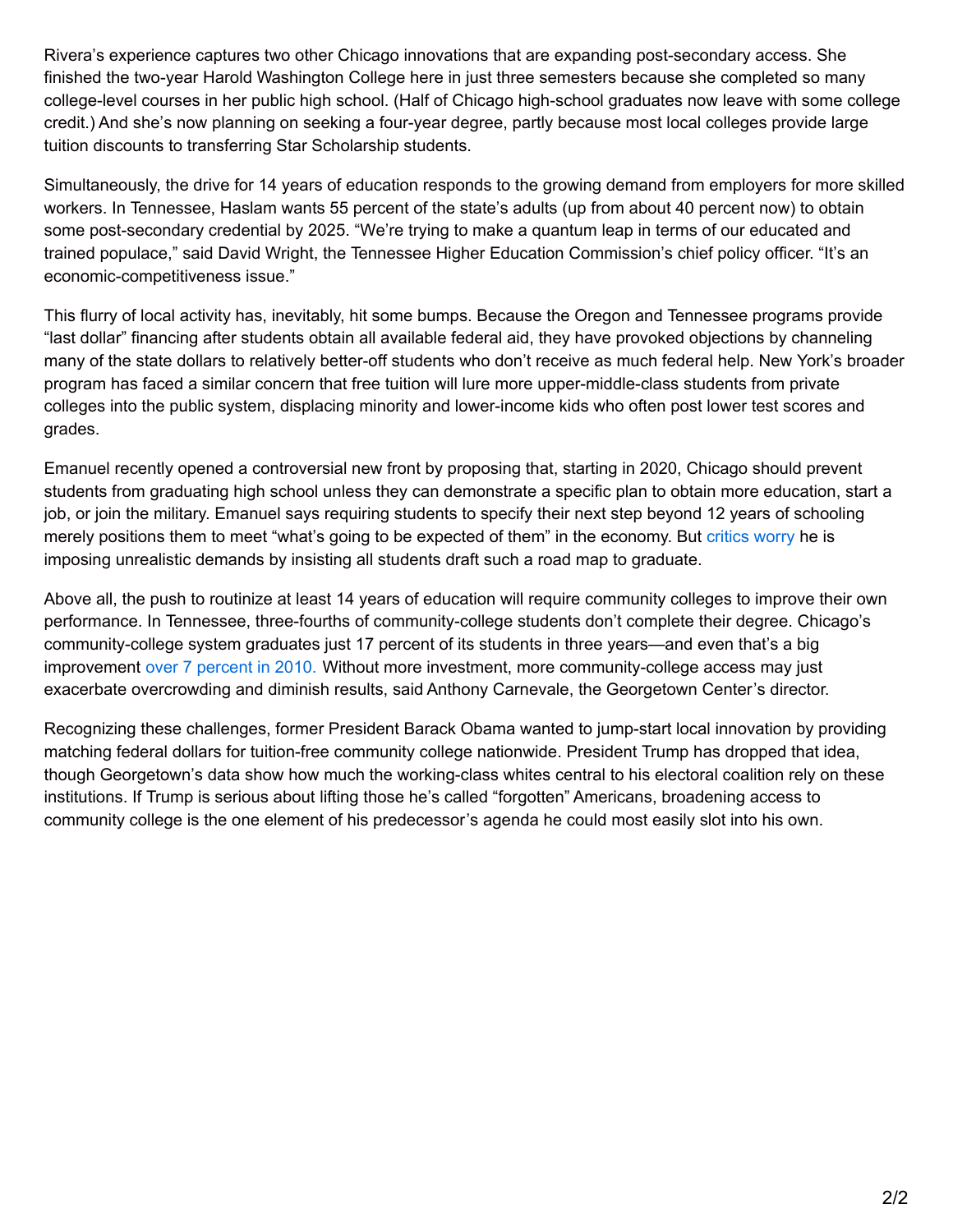Rivera's experience captures two other Chicago innovations that are expanding post-secondary access. She finished the two-year Harold Washington College here in just three semesters because she completed so many college-level courses in her public high school. (Half of Chicago high-school graduates now leave with some college credit.) And she's now planning on seeking a four-year degree, partly because most local colleges provide large tuition discounts to transferring Star Scholarship students.

Simultaneously, the drive for 14 years of education responds to the growing demand from employers for more skilled workers. In Tennessee, Haslam wants 55 percent of the state's adults (up from about 40 percent now) to obtain some post-secondary credential by 2025. "We're trying to make a quantum leap in terms of our educated and trained populace," said David Wright, the Tennessee Higher Education Commission's chief policy officer. "It's an economic-competitiveness issue."

This flurry of local activity has, inevitably, hit some bumps. Because the Oregon and Tennessee programs provide "last dollar" financing after students obtain all available federal aid, they have provoked objections by channeling many of the state dollars to relatively better-off students who don't receive as much federal help. New York's broader program has faced a similar concern that free tuition will lure more upper-middle-class students from private colleges into the public system, displacing minority and lower-income kids who often post lower test scores and grades.

Emanuel recently opened a controversial new front by proposing that, starting in 2020, Chicago should prevent students from graduating high school unless they can demonstrate a specific plan to obtain more education, start a job, or join the military. Emanuel says requiring students to specify their next step beyond 12 years of schooling merely positions them to meet "what's going to be expected of them" in the economy. But critics worry he is imposing unrealistic demands by insisting all students draft such a road map to graduate.

Above all, the push to routinize at least 14 years of education will require community colleges to improve their own performance. In Tennessee, three-fourths of community-college students don't complete their degree. Chicago's community-college system graduates just 17 percent of its students in three years—and even that's a big improvement over 7 percent in 2010. Without more investment, more community-college access may just exacerbate overcrowding and diminish results, said Anthony Carnevale, the Georgetown Center's director.

Recognizing these challenges, former President Barack Obama wanted to jump-start local innovation by providing matching federal dollars for tuition-free community college nationwide. President Trump has dropped that idea, though Georgetown's data show how much the working-class whites central to his electoral coalition rely on these institutions. If Trump is serious about lifting those he's called "forgotten" Americans, broadening access to community college is the one element of his predecessor's agenda he could most easily slot into his own.